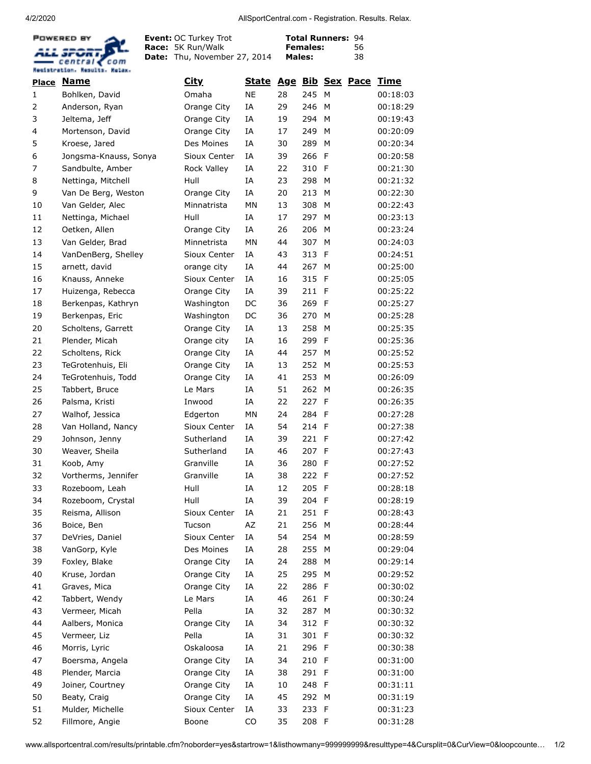POWERED BY ALL SPORT central.com Registration. Results. Relax.

**Event:** OC Turkey Trot
**Race:** 5K Run/Walk
**Date:** Thu, November 27, 2014

**Total Runners:** 94
**Females:** 56
**Males:** 38

| Place | Name | City | State | Age | Bib | Sex | Pace | Time |
|---|---|---|---|---|---|---|---|---|
| 1 | Bohlken, David | Omaha | NE | 28 | 245 | M | | 00:18:03 |
| 2 | Anderson, Ryan | Orange City | IA | 29 | 246 | M | | 00:18:29 |
| 3 | Jeltema, Jeff | Orange City | IA | 19 | 294 | M | | 00:19:43 |
| 4 | Mortenson, David | Orange City | IA | 17 | 249 | M | | 00:20:09 |
| 5 | Kroese, Jared | Des Moines | IA | 30 | 289 | M | | 00:20:34 |
| 6 | Jongsma-Knauss, Sonya | Sioux Center | IA | 39 | 266 | F | | 00:20:58 |
| 7 | Sandbulte, Amber | Rock Valley | IA | 22 | 310 | F | | 00:21:30 |
| 8 | Nettinga, Mitchell | Hull | IA | 23 | 298 | M | | 00:21:32 |
| 9 | Van De Berg, Weston | Orange City | IA | 20 | 213 | M | | 00:22:30 |
| 10 | Van Gelder, Alec | Minnatrista | MN | 13 | 308 | M | | 00:22:43 |
| 11 | Nettinga, Michael | Hull | IA | 17 | 297 | M | | 00:23:13 |
| 12 | Oetken, Allen | Orange City | IA | 26 | 206 | M | | 00:23:24 |
| 13 | Van Gelder, Brad | Minnetrista | MN | 44 | 307 | M | | 00:24:03 |
| 14 | VanDenBerg, Shelley | Sioux Center | IA | 43 | 313 | F | | 00:24:51 |
| 15 | arnett, david | orange city | IA | 44 | 267 | M | | 00:25:00 |
| 16 | Knauss, Anneke | Sioux Center | IA | 16 | 315 | F | | 00:25:05 |
| 17 | Huizenga, Rebecca | Orange City | IA | 39 | 211 | F | | 00:25:22 |
| 18 | Berkenpas, Kathryn | Washington | DC | 36 | 269 | F | | 00:25:27 |
| 19 | Berkenpas, Eric | Washington | DC | 36 | 270 | M | | 00:25:28 |
| 20 | Scholtens, Garrett | Orange City | IA | 13 | 258 | M | | 00:25:35 |
| 21 | Plender, Micah | Orange city | IA | 16 | 299 | F | | 00:25:36 |
| 22 | Scholtens, Rick | Orange City | IA | 44 | 257 | M | | 00:25:52 |
| 23 | TeGrotenhuis, Eli | Orange City | IA | 13 | 252 | M | | 00:25:53 |
| 24 | TeGrotenhuis, Todd | Orange City | IA | 41 | 253 | M | | 00:26:09 |
| 25 | Tabbert, Bruce | Le Mars | IA | 51 | 262 | M | | 00:26:35 |
| 26 | Palsma, Kristi | Inwood | IA | 22 | 227 | F | | 00:26:35 |
| 27 | Walhof, Jessica | Edgerton | MN | 24 | 284 | F | | 00:27:28 |
| 28 | Van Holland, Nancy | Sioux Center | IA | 54 | 214 | F | | 00:27:38 |
| 29 | Johnson, Jenny | Sutherland | IA | 39 | 221 | F | | 00:27:42 |
| 30 | Weaver, Sheila | Sutherland | IA | 46 | 207 | F | | 00:27:43 |
| 31 | Koob, Amy | Granville | IA | 36 | 280 | F | | 00:27:52 |
| 32 | Vortherms, Jennifer | Granville | IA | 38 | 222 | F | | 00:27:52 |
| 33 | Rozeboom, Leah | Hull | IA | 12 | 205 | F | | 00:28:18 |
| 34 | Rozeboom, Crystal | Hull | IA | 39 | 204 | F | | 00:28:19 |
| 35 | Reisma, Allison | Sioux Center | IA | 21 | 251 | F | | 00:28:43 |
| 36 | Boice, Ben | Tucson | AZ | 21 | 256 | M | | 00:28:44 |
| 37 | DeVries, Daniel | Sioux Center | IA | 54 | 254 | M | | 00:28:59 |
| 38 | VanGorp, Kyle | Des Moines | IA | 28 | 255 | M | | 00:29:04 |
| 39 | Foxley, Blake | Orange City | IA | 24 | 288 | M | | 00:29:14 |
| 40 | Kruse, Jordan | Orange City | IA | 25 | 295 | M | | 00:29:52 |
| 41 | Graves, Mica | Orange City | IA | 22 | 286 | F | | 00:30:02 |
| 42 | Tabbert, Wendy | Le Mars | IA | 46 | 261 | F | | 00:30:24 |
| 43 | Vermeer, Micah | Pella | IA | 32 | 287 | M | | 00:30:32 |
| 44 | Aalbers, Monica | Orange City | IA | 34 | 312 | F | | 00:30:32 |
| 45 | Vermeer, Liz | Pella | IA | 31 | 301 | F | | 00:30:32 |
| 46 | Morris, Lyric | Oskaloosa | IA | 21 | 296 | F | | 00:30:38 |
| 47 | Boersma, Angela | Orange City | IA | 34 | 210 | F | | 00:31:00 |
| 48 | Plender, Marcia | Orange City | IA | 38 | 291 | F | | 00:31:00 |
| 49 | Joiner, Courtney | Orange City | IA | 10 | 248 | F | | 00:31:11 |
| 50 | Beaty, Craig | Orange City | IA | 45 | 292 | M | | 00:31:19 |
| 51 | Mulder, Michelle | Sioux Center | IA | 33 | 233 | F | | 00:31:23 |
| 52 | Fillmore, Angie | Boone | CO | 35 | 208 | F | | 00:31:28 |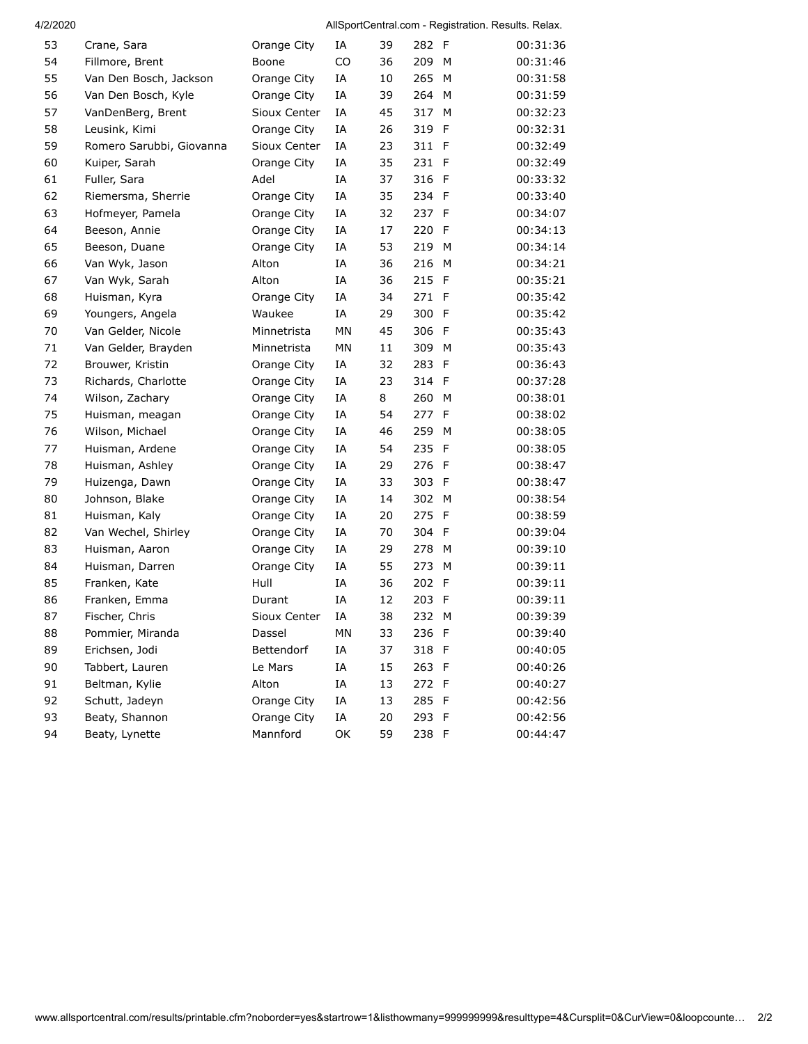| | | | | | | | |
|---|---|---|---|---|---|---|---|
| 53 | Crane, Sara | Orange City | IA | 39 | 282 | F | 00:31:36 |
| 54 | Fillmore, Brent | Boone | CO | 36 | 209 | M | 00:31:46 |
| 55 | Van Den Bosch, Jackson | Orange City | IA | 10 | 265 | M | 00:31:58 |
| 56 | Van Den Bosch, Kyle | Orange City | IA | 39 | 264 | M | 00:31:59 |
| 57 | VanDenBerg, Brent | Sioux Center | IA | 45 | 317 | M | 00:32:23 |
| 58 | Leusink, Kimi | Orange City | IA | 26 | 319 | F | 00:32:31 |
| 59 | Romero Sarubbi, Giovanna | Sioux Center | IA | 23 | 311 | F | 00:32:49 |
| 60 | Kuiper, Sarah | Orange City | IA | 35 | 231 | F | 00:32:49 |
| 61 | Fuller, Sara | Adel | IA | 37 | 316 | F | 00:33:32 |
| 62 | Riemersma, Sherrie | Orange City | IA | 35 | 234 | F | 00:33:40 |
| 63 | Hofmeyer, Pamela | Orange City | IA | 32 | 237 | F | 00:34:07 |
| 64 | Beeson, Annie | Orange City | IA | 17 | 220 | F | 00:34:13 |
| 65 | Beeson, Duane | Orange City | IA | 53 | 219 | M | 00:34:14 |
| 66 | Van Wyk, Jason | Alton | IA | 36 | 216 | M | 00:34:21 |
| 67 | Van Wyk, Sarah | Alton | IA | 36 | 215 | F | 00:35:21 |
| 68 | Huisman, Kyra | Orange City | IA | 34 | 271 | F | 00:35:42 |
| 69 | Youngers, Angela | Waukee | IA | 29 | 300 | F | 00:35:42 |
| 70 | Van Gelder, Nicole | Minnetrista | MN | 45 | 306 | F | 00:35:43 |
| 71 | Van Gelder, Brayden | Minnetrista | MN | 11 | 309 | M | 00:35:43 |
| 72 | Brouwer, Kristin | Orange City | IA | 32 | 283 | F | 00:36:43 |
| 73 | Richards, Charlotte | Orange City | IA | 23 | 314 | F | 00:37:28 |
| 74 | Wilson, Zachary | Orange City | IA | 8 | 260 | M | 00:38:01 |
| 75 | Huisman, meagan | Orange City | IA | 54 | 277 | F | 00:38:02 |
| 76 | Wilson, Michael | Orange City | IA | 46 | 259 | M | 00:38:05 |
| 77 | Huisman, Ardene | Orange City | IA | 54 | 235 | F | 00:38:05 |
| 78 | Huisman, Ashley | Orange City | IA | 29 | 276 | F | 00:38:47 |
| 79 | Huizenga, Dawn | Orange City | IA | 33 | 303 | F | 00:38:47 |
| 80 | Johnson, Blake | Orange City | IA | 14 | 302 | M | 00:38:54 |
| 81 | Huisman, Kaly | Orange City | IA | 20 | 275 | F | 00:38:59 |
| 82 | Van Wechel, Shirley | Orange City | IA | 70 | 304 | F | 00:39:04 |
| 83 | Huisman, Aaron | Orange City | IA | 29 | 278 | M | 00:39:10 |
| 84 | Huisman, Darren | Orange City | IA | 55 | 273 | M | 00:39:11 |
| 85 | Franken, Kate | Hull | IA | 36 | 202 | F | 00:39:11 |
| 86 | Franken, Emma | Durant | IA | 12 | 203 | F | 00:39:11 |
| 87 | Fischer, Chris | Sioux Center | IA | 38 | 232 | M | 00:39:39 |
| 88 | Pommier, Miranda | Dassel | MN | 33 | 236 | F | 00:39:40 |
| 89 | Erichsen, Jodi | Bettendorf | IA | 37 | 318 | F | 00:40:05 |
| 90 | Tabbert, Lauren | Le Mars | IA | 15 | 263 | F | 00:40:26 |
| 91 | Beltman, Kylie | Alton | IA | 13 | 272 | F | 00:40:27 |
| 92 | Schutt, Jadeyn | Orange City | IA | 13 | 285 | F | 00:42:56 |
| 93 | Beaty, Shannon | Orange City | IA | 20 | 293 | F | 00:42:56 |
| 94 | Beaty, Lynette | Mannford | OK | 59 | 238 | F | 00:44:47 |